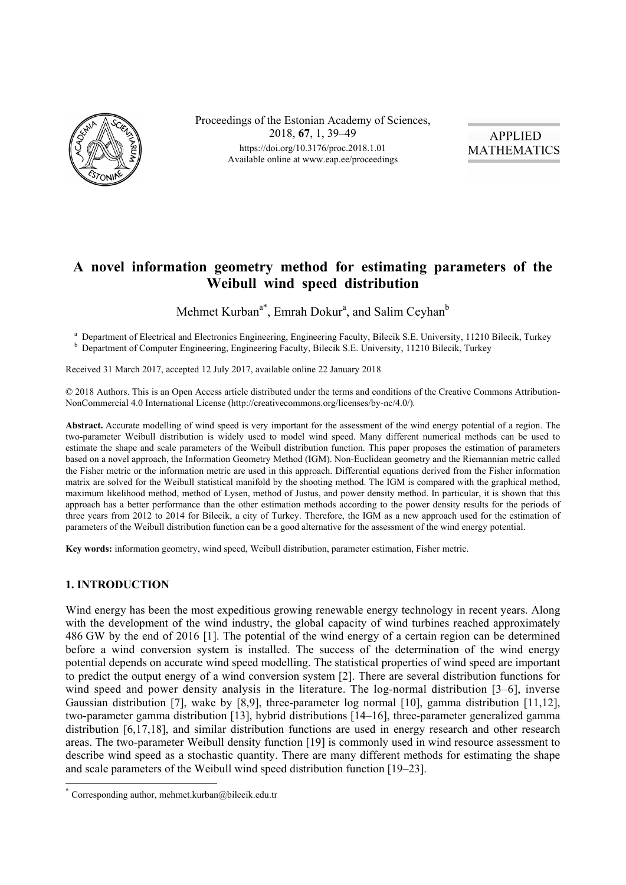Proceedings of the Estonian Academy of Sciences,
2018, **67**, 1, 39–49
https://doi.org/10.3176/proc.2018.1.01
Available online at www.eap.ee/proceedings

APPLIED MATHEMATICS

# A novel information geometry method for estimating parameters of the Weibull wind speed distribution

Mehmet Kurban[a*], Emrah Dokur[a], and Salim Ceyhan[b]

[a] Department of Electrical and Electronics Engineering, Engineering Faculty, Bilecik S.E. University, 11210 Bilecik, Turkey
[b] Department of Computer Engineering, Engineering Faculty, Bilecik S.E. University, 11210 Bilecik, Turkey

Received 31 March 2017, accepted 12 July 2017, available online 22 January 2018

© 2018 Authors. This is an Open Access article distributed under the terms and conditions of the Creative Commons Attribution-NonCommercial 4.0 International License (http://creativecommons.org/licenses/by-nc/4.0/).

**Abstract.** Accurate modelling of wind speed is very important for the assessment of the wind energy potential of a region. The two-parameter Weibull distribution is widely used to model wind speed. Many different numerical methods can be used to estimate the shape and scale parameters of the Weibull distribution function. This paper proposes the estimation of parameters based on a novel approach, the Information Geometry Method (IGM). Non-Euclidean geometry and the Riemannian metric called the Fisher metric or the information metric are used in this approach. Differential equations derived from the Fisher information matrix are solved for the Weibull statistical manifold by the shooting method. The IGM is compared with the graphical method, maximum likelihood method, method of Lysen, method of Justus, and power density method. In particular, it is shown that this approach has a better performance than the other estimation methods according to the power density results for the periods of three years from 2012 to 2014 for Bilecik, a city of Turkey. Therefore, the IGM as a new approach used for the estimation of parameters of the Weibull distribution function can be a good alternative for the assessment of the wind energy potential.

**Key words:** information geometry, wind speed, Weibull distribution, parameter estimation, Fisher metric.

## 1. INTRODUCTION

Wind energy has been the most expeditious growing renewable energy technology in recent years. Along with the development of the wind industry, the global capacity of wind turbines reached approximately 486 GW by the end of 2016 [1]. The potential of the wind energy of a certain region can be determined before a wind conversion system is installed. The success of the determination of the wind energy potential depends on accurate wind speed modelling. The statistical properties of wind speed are important to predict the output energy of a wind conversion system [2]. There are several distribution functions for wind speed and power density analysis in the literature. The log-normal distribution [3–6], inverse Gaussian distribution [7], wake by [8,9], three-parameter log normal [10], gamma distribution [11,12], two-parameter gamma distribution [13], hybrid distributions [14–16], three-parameter generalized gamma distribution [6,17,18], and similar distribution functions are used in energy research and other research areas. The two-parameter Weibull density function [19] is commonly used in wind resource assessment to describe wind speed as a stochastic quantity. There are many different methods for estimating the shape and scale parameters of the Weibull wind speed distribution function [19–23].

[*] Corresponding author, mehmet.kurban@bilecik.edu.tr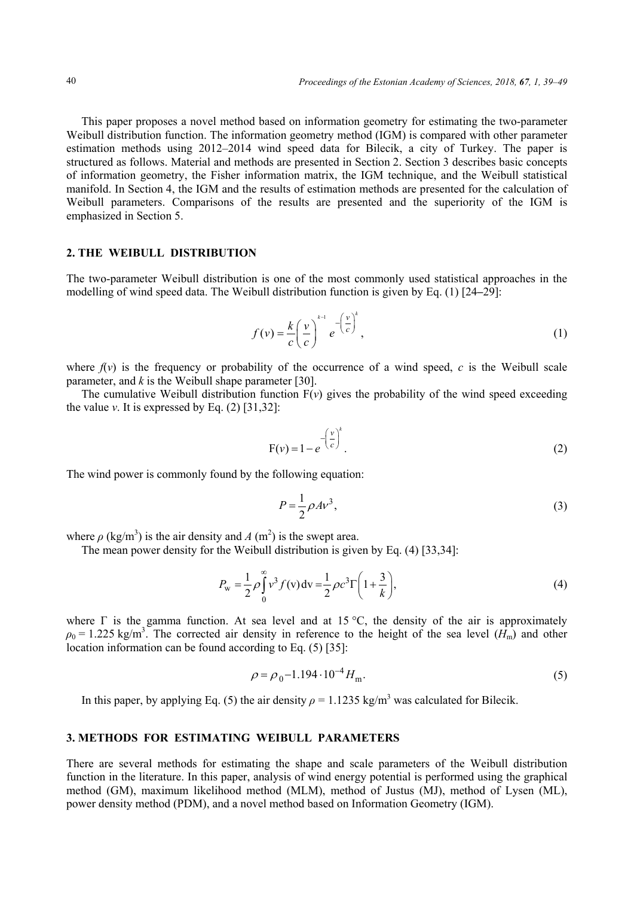This paper proposes a novel method based on information geometry for estimating the two-parameter Weibull distribution function. The information geometry method (IGM) is compared with other parameter estimation methods using 2012–2014 wind speed data for Bilecik, a city of Turkey. The paper is structured as follows. Material and methods are presented in Section 2. Section 3 describes basic concepts of information geometry, the Fisher information matrix, the IGM technique, and the Weibull statistical manifold. In Section 4, the IGM and the results of estimation methods are presented for the calculation of Weibull parameters. Comparisons of the results are presented and the superiority of the IGM is emphasized in Section 5.

## 2. THE WEIBULL DISTRIBUTION

The two-parameter Weibull distribution is one of the most commonly used statistical approaches in the modelling of wind speed data. The Weibull distribution function is given by Eq. (1) [24–29]:

$$f(v) = \frac{k}{c}\left(\frac{v}{c}\right)^{k-1} e^{-\left(\frac{v}{c}\right)^{k}}, \tag{1}$$

where $f(v)$ is the frequency or probability of the occurrence of a wind speed, $c$ is the Weibull scale parameter, and $k$ is the Weibull shape parameter [30].

The cumulative Weibull distribution function $\mathrm{F}(v)$ gives the probability of the wind speed exceeding the value $v$. It is expressed by Eq. (2) [31,32]:

$$\mathrm{F}(v) = 1 - e^{-\left(\frac{v}{c}\right)^{k}}. \tag{2}$$

The wind power is commonly found by the following equation:

$$P = \frac{1}{2}\rho A v^{3}, \tag{3}$$

where $\rho$ (kg/m$^3$) is the air density and $A$ (m$^2$) is the swept area.

The mean power density for the Weibull distribution is given by Eq. (4) [33,34]:

$$P_{\mathrm{w}} = \frac{1}{2}\rho\int_{0}^{\infty} v^{3} f(\mathrm{v})\,\mathrm{dv} = \frac{1}{2}\rho c^{3}\Gamma\left(1+\frac{3}{k}\right), \tag{4}$$

where $\Gamma$ is the gamma function. At sea level and at 15 °C, the density of the air is approximately $\rho_0 = 1.225$ kg/m$^3$. The corrected air density in reference to the height of the sea level ($H_{\mathrm{m}}$) and other location information can be found according to Eq. (5) [35]:

$$\rho = \rho_{0} - 1.194\cdot 10^{-4} H_{\mathrm{m}}. \tag{5}$$

In this paper, by applying Eq. (5) the air density $\rho = 1.1235$ kg/m$^3$ was calculated for Bilecik.

## 3. METHODS FOR ESTIMATING WEIBULL PARAMETERS

There are several methods for estimating the shape and scale parameters of the Weibull distribution function in the literature. In this paper, analysis of wind energy potential is performed using the graphical method (GM), maximum likelihood method (MLM), method of Justus (MJ), method of Lysen (ML), power density method (PDM), and a novel method based on Information Geometry (IGM).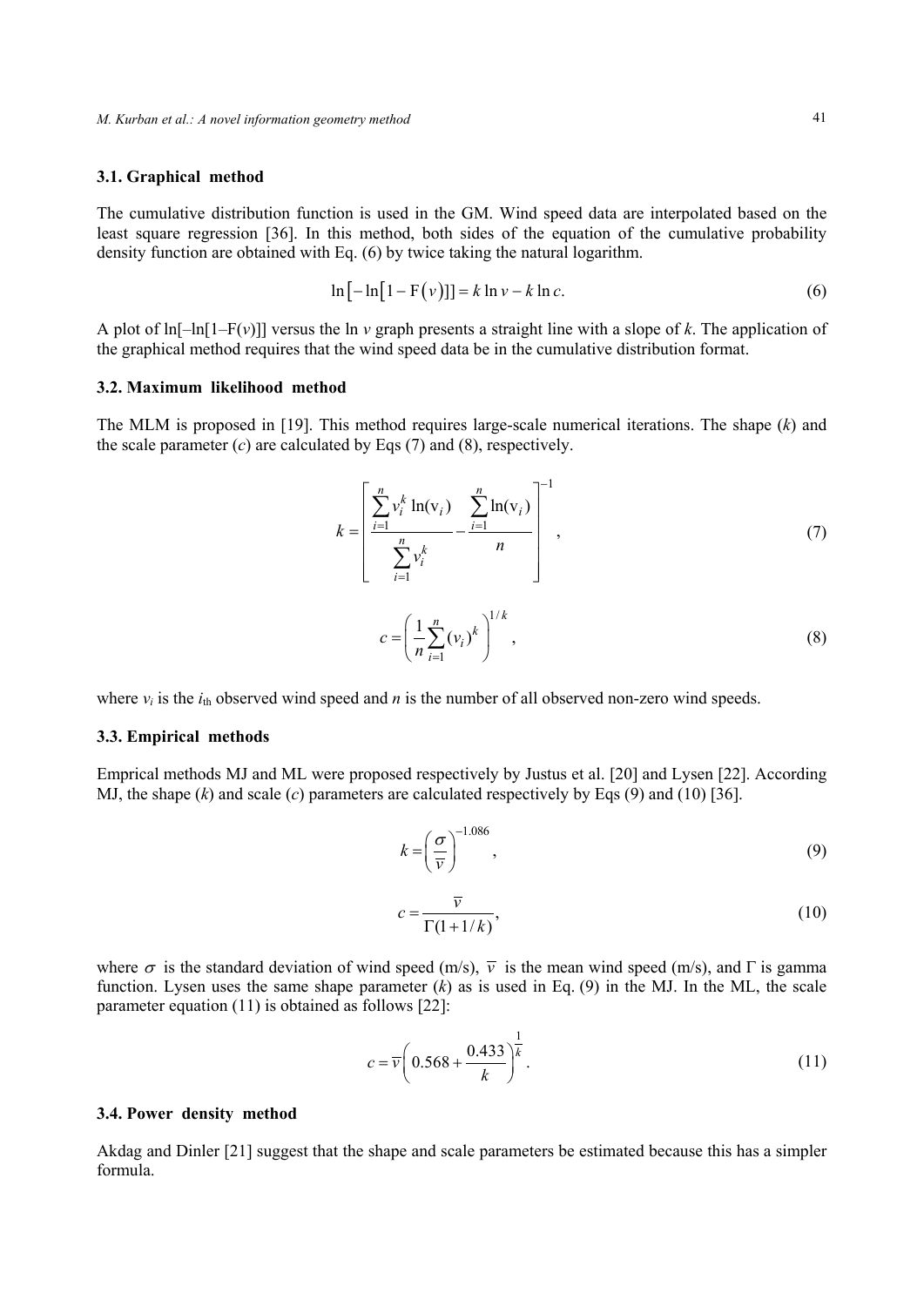### 3.1. Graphical method

The cumulative distribution function is used in the GM. Wind speed data are interpolated based on the least square regression [36]. In this method, both sides of the equation of the cumulative probability density function are obtained with Eq. (6) by twice taking the natural logarithm.

$$\ln\left[-\ln\left[1-\mathrm{F}\left(v\right)\right]\right] = k\ln v - k\ln c. \tag{6}$$

A plot of $\ln[-\ln[1-F(v)]]$ versus the $\ln v$ graph presents a straight line with a slope of $k$. The application of the graphical method requires that the wind speed data be in the cumulative distribution format.

### 3.2. Maximum likelihood method

The MLM is proposed in [19]. This method requires large-scale numerical iterations. The shape ($k$) and the scale parameter ($c$) are calculated by Eqs (7) and (8), respectively.

$$k = \left[\frac{\sum_{i=1}^{n} v_i^k \ln(\mathrm{v}_i)}{\sum_{i=1}^{n} v_i^k} - \frac{\sum_{i=1}^{n} \ln(\mathrm{v}_i)}{n}\right]^{-1}, \tag{7}$$

$$c = \left(\frac{1}{n}\sum_{i=1}^{n}(v_i)^k\right)^{1/k}, \tag{8}$$

where $v_i$ is the $i_{\mathrm{th}}$ observed wind speed and $n$ is the number of all observed non-zero wind speeds.

### 3.3. Empirical methods

Emprical methods MJ and ML were proposed respectively by Justus et al. [20] and Lysen [22]. According MJ, the shape ($k$) and scale ($c$) parameters are calculated respectively by Eqs (9) and (10) [36].

$$k = \left(\frac{\sigma}{\overline{v}}\right)^{-1.086}, \tag{9}$$

$$c = \frac{\overline{v}}{\Gamma(1+1/k)}, \tag{10}$$

where $\sigma$ is the standard deviation of wind speed (m/s), $\overline{v}$ is the mean wind speed (m/s), and $\Gamma$ is gamma function. Lysen uses the same shape parameter ($k$) as is used in Eq. (9) in the MJ. In the ML, the scale parameter equation (11) is obtained as follows [22]:

$$c = \overline{v}\left(0.568 + \frac{0.433}{k}\right)^{\frac{1}{k}}. \tag{11}$$

### 3.4. Power density method

Akdag and Dinler [21] suggest that the shape and scale parameters be estimated because this has a simpler formula.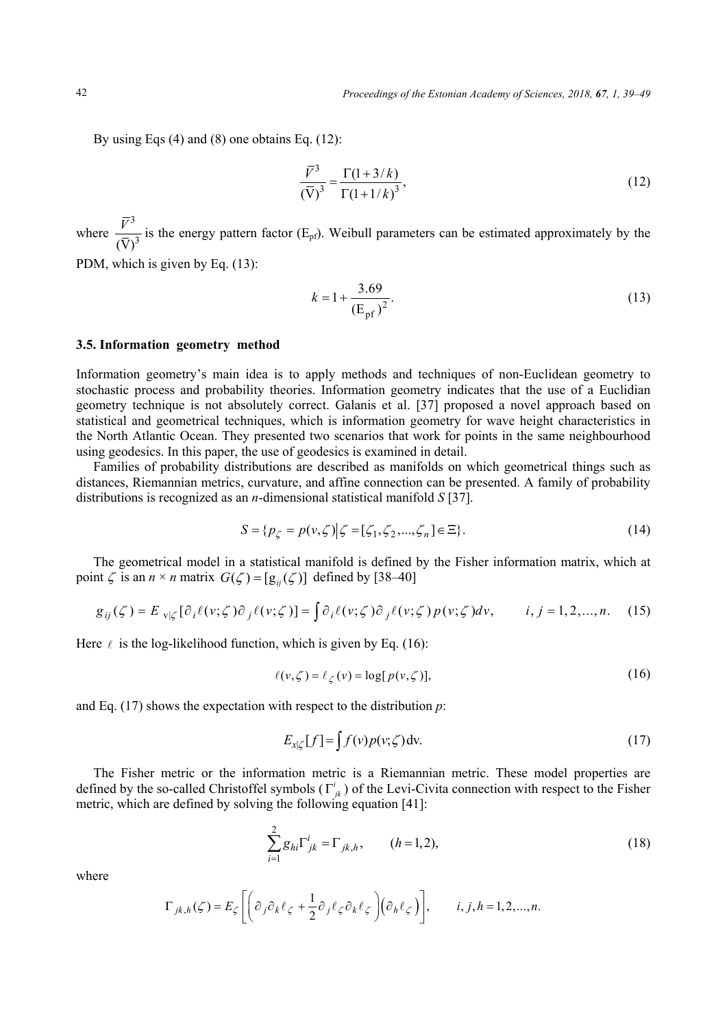By using Eqs (4) and (8) one obtains Eq. (12):

$$\frac{\overline{V}^3}{(\overline{\text{V}})^3} = \frac{\Gamma(1+3/k)}{\Gamma(1+1/k)^3}, \tag{12}$$

where $\frac{\overline{V}^3}{(\overline{\text{V}})^3}$ is the energy pattern factor ($\text{E}_{\text{pf}}$). Weibull parameters can be estimated approximately by the PDM, which is given by Eq. (13):

$$k = 1 + \frac{3.69}{(\text{E}_{\text{pf}})^2}. \tag{13}$$

### 3.5. Information geometry method

Information geometry's main idea is to apply methods and techniques of non-Euclidean geometry to stochastic process and probability theories. Information geometry indicates that the use of a Euclidian geometry technique is not absolutely correct. Galanis et al. [37] proposed a novel approach based on statistical and geometrical techniques, which is information geometry for wave height characteristics in the North Atlantic Ocean. They presented two scenarios that work for points in the same neighbourhood using geodesics. In this paper, the use of geodesics is examined in detail.

Families of probability distributions are described as manifolds on which geometrical things such as distances, Riemannian metrics, curvature, and affine connection can be presented. A family of probability distributions is recognized as an $n$-dimensional statistical manifold $S$ [37].

$$S = \{p_\zeta = p(v,\zeta) \big| \zeta = [\zeta_1, \zeta_2, ..., \zeta_n] \in \Xi\}. \tag{14}$$

The geometrical model in a statistical manifold is defined by the Fisher information matrix, which at point $\zeta$ is an $n \times n$ matrix $G(\zeta) = [\text{g}_{ij}(\zeta)]$ defined by [38–40]

$$g_{ij}(\zeta) = E_{\text{v}|\zeta}[\partial_i \ell(v;\zeta) \partial_j \ell(v;\zeta)] = \int \partial_i \ell(v;\zeta) \partial_j \ell(v;\zeta) \, p(v;\zeta) dv, \qquad i,j = 1,2,\ldots,n. \tag{15}$$

Here $\ell$ is the log-likelihood function, which is given by Eq. (16):

$$\ell(v,\zeta) = \ell_\zeta(v) = \log[p(v,\zeta)], \tag{16}$$

and Eq. (17) shows the expectation with respect to the distribution $p$:

$$E_{x|\zeta}[f] = \int f(v) p(v;\zeta) \text{dv}. \tag{17}$$

The Fisher metric or the information metric is a Riemannian metric. These model properties are defined by the so-called Christoffel symbols ($\Gamma^i_{jk}$) of the Levi-Civita connection with respect to the Fisher metric, which are defined by solving the following equation [41]:

$$\sum_{i=1}^{2} g_{hi} \Gamma^i_{jk} = \Gamma_{jk,h}, \qquad (h = 1,2), \tag{18}$$

where

$$\Gamma_{jk,h}(\zeta) = E_\zeta\left[\left(\partial_j \partial_k \ell_\zeta + \frac{1}{2} \partial_j \ell_\zeta \partial_k \ell_\zeta\right)\left(\partial_h \ell_\zeta\right)\right], \qquad i,j,h = 1,2,...,n.$$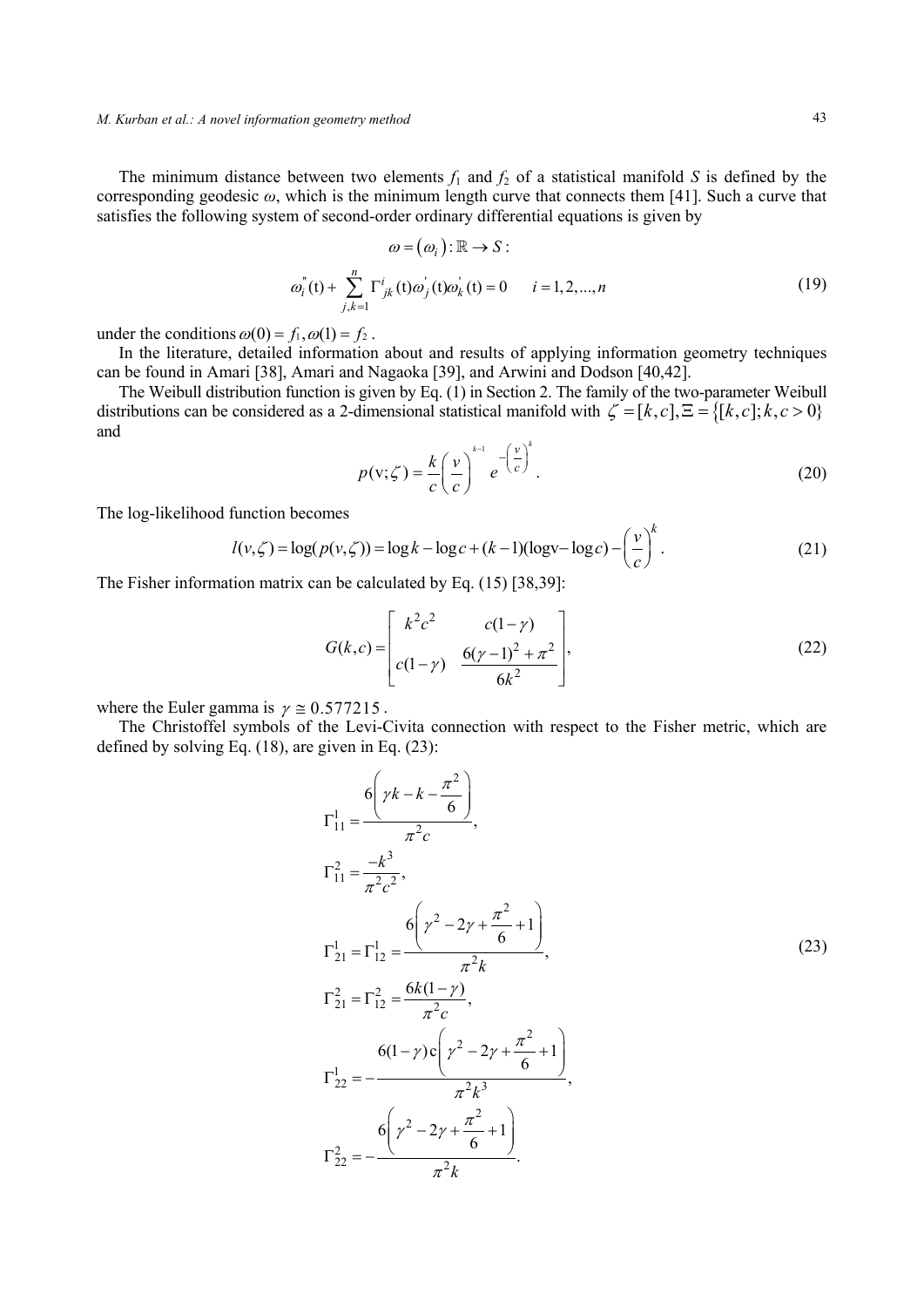The minimum distance between two elements $f_1$ and $f_2$ of a statistical manifold $S$ is defined by the corresponding geodesic $\omega$, which is the minimum length curve that connects them [41]. Such a curve that satisfies the following system of second-order ordinary differential equations is given by

$$\omega = (\omega_i) : \mathbb{R} \to S :$$

$$\omega_i^{''}(\mathrm{t}) + \sum_{j,k=1}^{n} \Gamma_{jk}^{i}(\mathrm{t})\omega_j^{'}(\mathrm{t})\omega_k^{'}(\mathrm{t}) = 0 \qquad i = 1,2,...,n \tag{19}$$

under the conditions $\omega(0) = f_1, \omega(1) = f_2$.

In the literature, detailed information about and results of applying information geometry techniques can be found in Amari [38], Amari and Nagaoka [39], and Arwini and Dodson [40,42].

The Weibull distribution function is given by Eq. (1) in Section 2. The family of the two-parameter Weibull distributions can be considered as a 2-dimensional statistical manifold with $\zeta = [k,c], \Xi = \{[k,c]; k,c > 0\}$ and

$$p(\mathrm{v};\zeta) = \frac{k}{c}\left(\frac{v}{c}\right)^{k-1} e^{-\left(\frac{v}{c}\right)^{k}}. \tag{20}$$

The log-likelihood function becomes

$$l(v,\zeta) = \log(p(v,\zeta)) = \log k - \log c + (k-1)(\log \mathrm{v} - \log c) - \left(\frac{v}{c}\right)^{k}. \tag{21}$$

The Fisher information matrix can be calculated by Eq. (15) [38,39]:

$$G(k,c) = \begin{bmatrix} k^2 c^2 & c(1-\gamma) \\ c(1-\gamma) & \dfrac{6(\gamma-1)^2 + \pi^2}{6k^2} \end{bmatrix}, \tag{22}$$

where the Euler gamma is $\gamma \cong 0.577215$.

The Christoffel symbols of the Levi-Civita connection with respect to the Fisher metric, which are defined by solving Eq. (18), are given in Eq. (23):

$$\begin{aligned}
\Gamma_{11}^{1} &= \frac{6\left(\gamma k - k - \dfrac{\pi^2}{6}\right)}{\pi^2 c}, \\
\Gamma_{11}^{2} &= \frac{-k^3}{\pi^2 c^2}, \\
\Gamma_{21}^{1} = \Gamma_{12}^{1} &= \frac{6\left(\gamma^2 - 2\gamma + \dfrac{\pi^2}{6} + 1\right)}{\pi^2 k}, \\
\Gamma_{21}^{2} = \Gamma_{12}^{2} &= \frac{6k(1-\gamma)}{\pi^2 c}, \\
\Gamma_{22}^{1} &= -\frac{6(1-\gamma)\mathrm{c}\left(\gamma^2 - 2\gamma + \dfrac{\pi^2}{6} + 1\right)}{\pi^2 k^3}, \\
\Gamma_{22}^{2} &= -\frac{6\left(\gamma^2 - 2\gamma + \dfrac{\pi^2}{6} + 1\right)}{\pi^2 k}.
\end{aligned} \tag{23}$$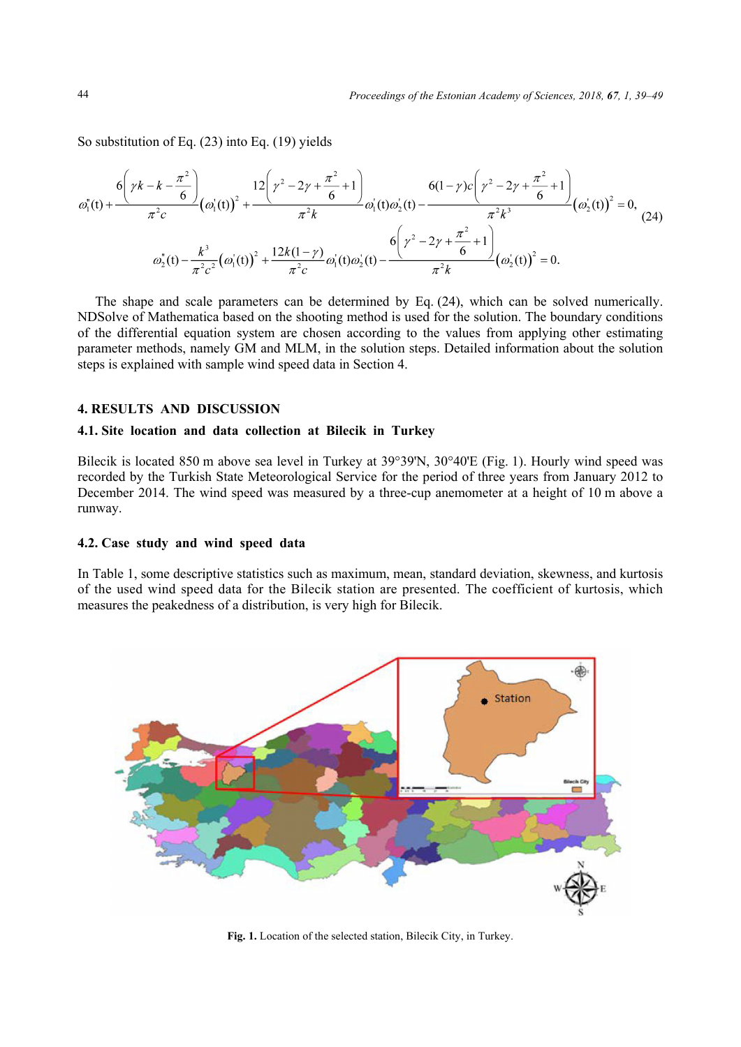So substitution of Eq. (23) into Eq. (19) yields

$$\omega_1''(t)+\frac{6\left(\gamma k-k-\frac{\pi^2}{6}\right)}{\pi^2 c}\left(\omega_1'(t)\right)^2+\frac{12\left(\gamma^2-2\gamma+\frac{\pi^2}{6}+1\right)}{\pi^2 k}\omega_1'(t)\omega_2'(t)-\frac{6(1-\gamma)c\left(\gamma^2-2\gamma+\frac{\pi^2}{6}+1\right)}{\pi^2 k^3}\left(\omega_2'(t)\right)^2=0,$$

$$\omega_2''(t)-\frac{k^3}{\pi^2 c^2}\left(\omega_1'(t)\right)^2+\frac{12k(1-\gamma)}{\pi^2 c}\omega_1'(t)\omega_2'(t)-\frac{6\left(\gamma^2-2\gamma+\frac{\pi^2}{6}+1\right)}{\pi^2 k}\left(\omega_2'(t)\right)^2=0. \tag{24}$$

The shape and scale parameters can be determined by Eq. (24), which can be solved numerically. NDSolve of Mathematica based on the shooting method is used for the solution. The boundary conditions of the differential equation system are chosen according to the values from applying other estimating parameter methods, namely GM and MLM, in the solution steps. Detailed information about the solution steps is explained with sample wind speed data in Section 4.

## 4. RESULTS AND DISCUSSION

### 4.1. Site location and data collection at Bilecik in Turkey

Bilecik is located 850 m above sea level in Turkey at 39°39'N, 30°40'E (Fig. 1). Hourly wind speed was recorded by the Turkish State Meteorological Service for the period of three years from January 2012 to December 2014. The wind speed was measured by a three-cup anemometer at a height of 10 m above a runway.

### 4.2. Case study and wind speed data

In Table 1, some descriptive statistics such as maximum, mean, standard deviation, skewness, and kurtosis of the used wind speed data for the Bilecik station are presented. The coefficient of kurtosis, which measures the peakedness of a distribution, is very high for Bilecik.

**Fig. 1.** Location of the selected station, Bilecik City, in Turkey.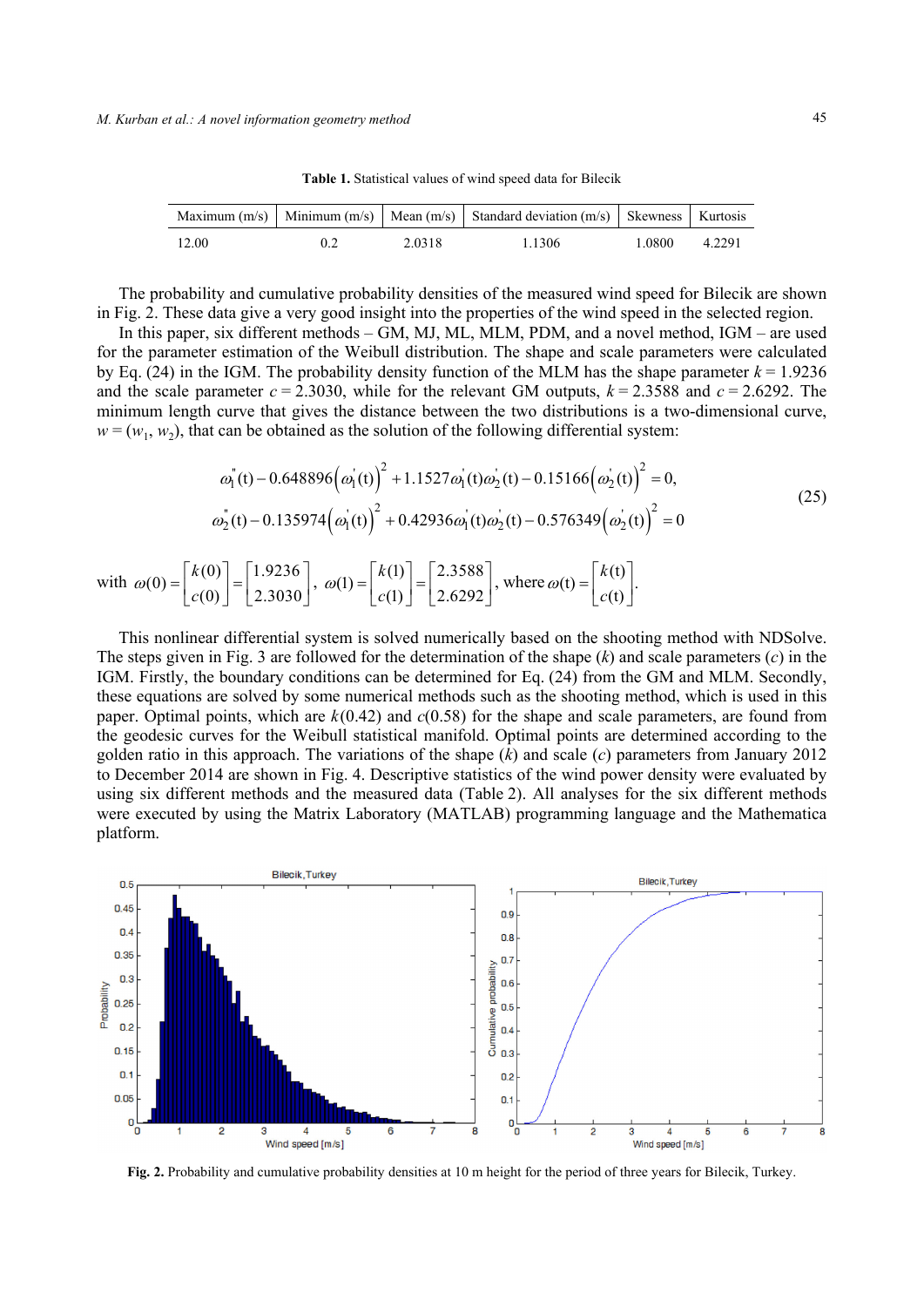**Table 1.** Statistical values of wind speed data for Bilecik

| Maximum (m/s) | Minimum (m/s) | Mean (m/s) | Standard deviation (m/s) | Skewness | Kurtosis |
|---|---|---|---|---|---|
| 12.00 | 0.2 | 2.0318 | 1.1306 | 1.0800 | 4.2291 |

The probability and cumulative probability densities of the measured wind speed for Bilecik are shown in Fig. 2. These data give a very good insight into the properties of the wind speed in the selected region.

In this paper, six different methods – GM, MJ, ML, MLM, PDM, and a novel method, IGM – are used for the parameter estimation of the Weibull distribution. The shape and scale parameters were calculated by Eq. (24) in the IGM. The probability density function of the MLM has the shape parameter $k = 1.9236$ and the scale parameter $c = 2.3030$, while for the relevant GM outputs, $k = 2.3588$ and $c = 2.6292$. The minimum length curve that gives the distance between the two distributions is a two-dimensional curve, $w = (w_1, w_2)$, that can be obtained as the solution of the following differential system:

$$
\begin{aligned}
&\omega_1''(t) - 0.648896\left(\omega_1'(t)\right)^2 + 1.1527\omega_1'(t)\omega_2'(t) - 0.15166\left(\omega_2'(t)\right)^2 = 0,\\
&\omega_2''(t) - 0.135974\left(\omega_1'(t)\right)^2 + 0.42936\omega_1'(t)\omega_2'(t) - 0.576349\left(\omega_2'(t)\right)^2 = 0
\end{aligned}
\tag{25}
$$

with $\omega(0) = \begin{bmatrix} k(0) \\ c(0) \end{bmatrix} = \begin{bmatrix} 1.9236 \\ 2.3030 \end{bmatrix}$, $\omega(1) = \begin{bmatrix} k(1) \\ c(1) \end{bmatrix} = \begin{bmatrix} 2.3588 \\ 2.6292 \end{bmatrix}$, where $\omega(t) = \begin{bmatrix} k(t) \\ c(t) \end{bmatrix}$.

This nonlinear differential system is solved numerically based on the shooting method with NDSolve. The steps given in Fig. 3 are followed for the determination of the shape ($k$) and scale parameters ($c$) in the IGM. Firstly, the boundary conditions can be determined for Eq. (24) from the GM and MLM. Secondly, these equations are solved by some numerical methods such as the shooting method, which is used in this paper. Optimal points, which are $k(0.42)$ and $c(0.58)$ for the shape and scale parameters, are found from the geodesic curves for the Weibull statistical manifold. Optimal points are determined according to the golden ratio in this approach. The variations of the shape ($k$) and scale ($c$) parameters from January 2012 to December 2014 are shown in Fig. 4. Descriptive statistics of the wind power density were evaluated by using six different methods and the measured data (Table 2). All analyses for the six different methods were executed by using the Matrix Laboratory (MATLAB) programming language and the Mathematica platform.

**Fig. 2.** Probability and cumulative probability densities at 10 m height for the period of three years for Bilecik, Turkey.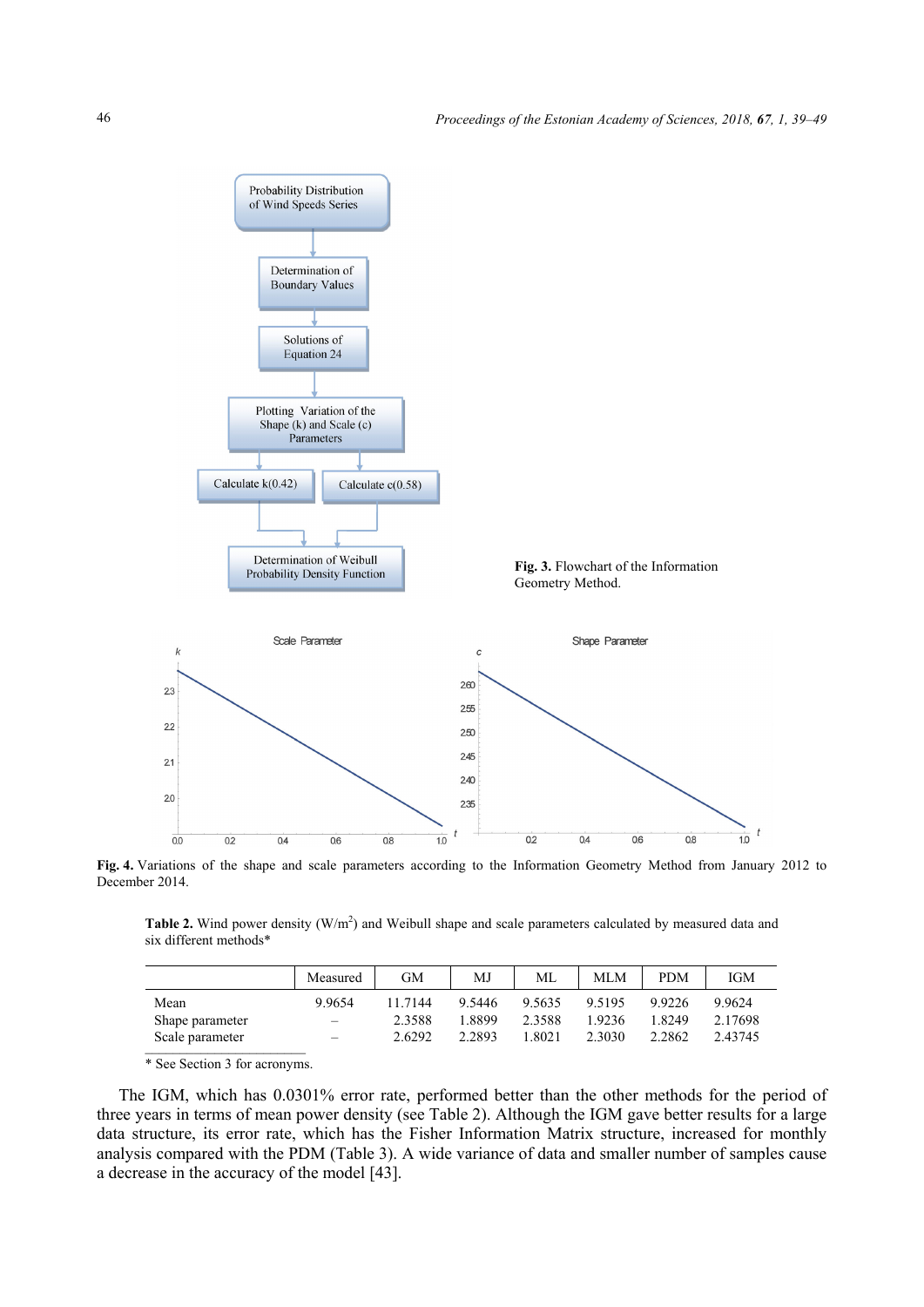**Fig. 3.** Flowchart of the Information Geometry Method.

**Fig. 4.** Variations of the shape and scale parameters according to the Information Geometry Method from January 2012 to December 2014.

**Table 2.** Wind power density (W/m$^2$) and Weibull shape and scale parameters calculated by measured data and six different methods*

| | Measured | GM | MJ | ML | MLM | PDM | IGM |
|---|---|---|---|---|---|---|---|
| Mean | 9.9654 | 11.7144 | 9.5446 | 9.5635 | 9.5195 | 9.9226 | 9.9624 |
| Shape parameter | – | 2.3588 | 1.8899 | 2.3588 | 1.9236 | 1.8249 | 2.17698 |
| Scale parameter | – | 2.6292 | 2.2893 | 1.8021 | 2.3030 | 2.2862 | 2.43745 |

\* See Section 3 for acronyms.

The IGM, which has 0.0301% error rate, performed better than the other methods for the period of three years in terms of mean power density (see Table 2). Although the IGM gave better results for a large data structure, its error rate, which has the Fisher Information Matrix structure, increased for monthly analysis compared with the PDM (Table 3). A wide variance of data and smaller number of samples cause a decrease in the accuracy of the model [43].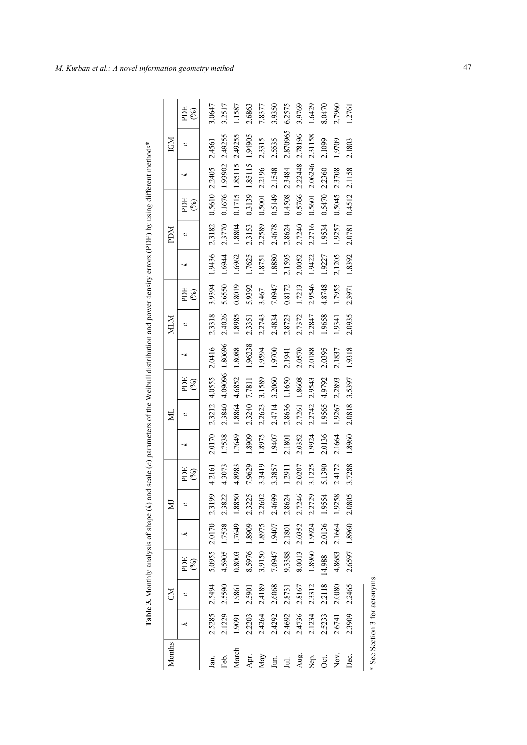**Table 3.** Monthly analysis of shape ($k$) and scale ($c$) parameters of the Weibull distribution and power density errors (PDE) by using different methods*

| Months | GM | | | MJ | | | ML | | | MLM | | | PDM | | | IGM | | |
|---|---|---|---|---|---|---|---|---|---|---|---|---|---|---|---|---|---|---|
| | $k$ | $c$ | PDE (%) | $k$ | $c$ | PDE (%) | $k$ | $c$ | PDE (%) | $k$ | $c$ | PDE (%) | $k$ | $c$ | PDE (%) | $k$ | $c$ | PDE (%) |
| Jan. | 2.5285 | 2.5494 | 5.0955 | 2.0170 | 2.3199 | 4.2161 | 2.0170 | 2.3212 | 4.0555 | 2.0416 | 2.3318 | 3.9394 | 1.9436 | 2.3182 | 0.5610 | 2.2405 | 2.4561 | 3.0647 |
| Feb. | 2.1229 | 2.5590 | 4.5905 | 1.7538 | 2.3822 | 4.3073 | 1.7538 | 2.3840 | 4.09096 | 1.80696 | 2.4026 | 5.6550 | 1.6944 | 2.3770 | 0.1676 | 1.93902 | 2.49255 | 3.2517 |
| March | 1.9091 | 1.9861 | 0.8003 | 1.7649 | 1.8850 | 4.8983 | 1.7649 | 1.8864 | 4.6852 | 1.8088 | 1.8985 | 0.8019 | 1.6962 | 1.8804 | 0.1715 | 1.85115 | 2.49255 | 1.1587 |
| Apr. | 2.2203 | 2.5901 | 8.5976 | 1.8909 | 2.3225 | 7.9629 | 1.8909 | 2.3240 | 7.7811 | 1.96238 | 2.3351 | 5.9392 | 1.7625 | 2.3153 | 0.3139 | 1.85115 | 1.94905 | 2.6863 |
| May | 2.4264 | 2.4189 | 3.9150 | 1.8975 | 2.2602 | 3.3419 | 1.8975 | 2.2623 | 3.1589 | 1.9594 | 2.2743 | 3.467 | 1.8751 | 2.2589 | 0.5001 | 2.2196 | 2.3315 | 7.8377 |
| Jun. | 2.4292 | 2.6068 | 7.0947 | 1.9407 | 2.4699 | 3.3857 | 1.9407 | 2.4714 | 3.2060 | 1.9700 | 2.4834 | 7.0947 | 1.8880 | 2.4678 | 0.5149 | 2.1548 | 2.5535 | 3.9350 |
| Jul. | 2.4692 | 2.8731 | 9.3388 | 2.1801 | 2.8624 | 1.2911 | 2.1801 | 2.8636 | 1.1650 | 2.1941 | 2.8723 | 0.8172 | 2.1595 | 2.8624 | 0.4508 | 2.3484 | 2.870965 | 6.2575 |
| Aug. | 2.4736 | 2.8167 | 8.0013 | 2.0352 | 2.7246 | 2.0207 | 2.0352 | 2.7261 | 1.8608 | 2.0570 | 2.7372 | 1.7213 | 2.0052 | 2.7240 | 0.5766 | 2.22448 | 2.78196 | 3.9769 |
| Sep. | 2.1234 | 2.3312 | 1.8960 | 1.9924 | 2.2729 | 3.1225 | 1.9924 | 2.2742 | 2.9543 | 2.0188 | 2.2847 | 2.9546 | 1.9422 | 2.2716 | 0.5601 | 2.06246 | 2.31158 | 1.6429 |
| Oct. | 2.5233 | 2.2118 | 14.988 | 2.0136 | 1.9554 | 5.1390 | 2.0136 | 1.9565 | 4.9792 | 2.0395 | 1.9658 | 4.8748 | 1.9227 | 1.9534 | 0.5470 | 2.2360 | 2.1099 | 8.0470 |
| Nov. | 2.6741 | 2.0080 | 4.8683 | 2.1664 | 1.9258 | 2.4172 | 2.1664 | 1.9267 | 2.2893 | 2.1837 | 1.9341 | 1.7955 | 2.1205 | 1.9257 | 0.5045 | 2.3708 | 1.9709 | 2.7960 |
| Dec. | 2.3909 | 2.2465 | 2.6597 | 1.8960 | 2.0805 | 3.7288 | 1.8960 | 2.0818 | 3.5397 | 1.9318 | 2.0935 | 2.3971 | 1.8392 | 2.0781 | 0.4512 | 2.1158 | 2.1803 | 1.2761 |

\* See Section 3 for acronyms.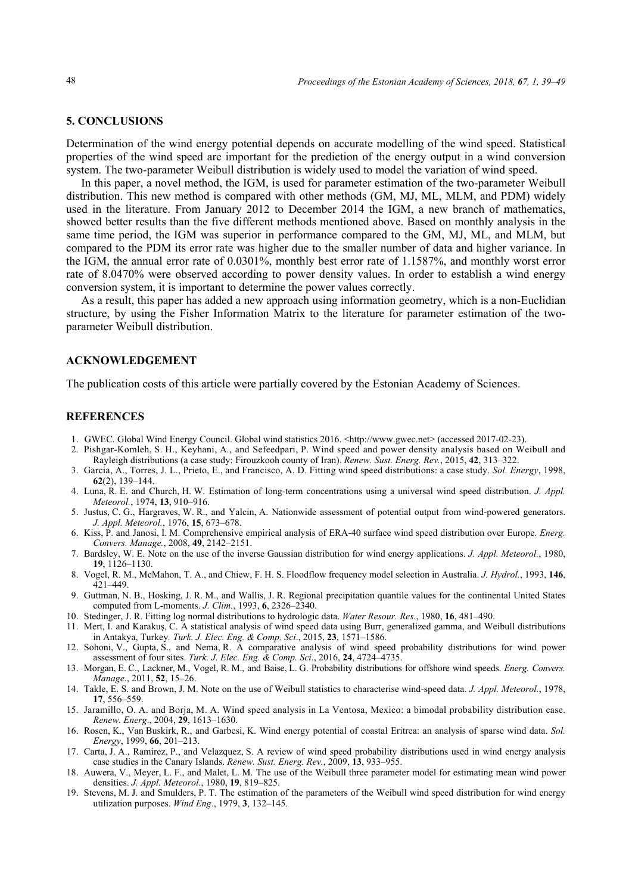## 5. CONCLUSIONS

Determination of the wind energy potential depends on accurate modelling of the wind speed. Statistical properties of the wind speed are important for the prediction of the energy output in a wind conversion system. The two-parameter Weibull distribution is widely used to model the variation of wind speed.

In this paper, a novel method, the IGM, is used for parameter estimation of the two-parameter Weibull distribution. This new method is compared with other methods (GM, MJ, ML, MLM, and PDM) widely used in the literature. From January 2012 to December 2014 the IGM, a new branch of mathematics, showed better results than the five different methods mentioned above. Based on monthly analysis in the same time period, the IGM was superior in performance compared to the GM, MJ, ML, and MLM, but compared to the PDM its error rate was higher due to the smaller number of data and higher variance. In the IGM, the annual error rate of 0.0301%, monthly best error rate of 1.1587%, and monthly worst error rate of 8.0470% were observed according to power density values. In order to establish a wind energy conversion system, it is important to determine the power values correctly.

As a result, this paper has added a new approach using information geometry, which is a non-Euclidian structure, by using the Fisher Information Matrix to the literature for parameter estimation of the two-parameter Weibull distribution.

## ACKNOWLEDGEMENT

The publication costs of this article were partially covered by the Estonian Academy of Sciences.

## REFERENCES

1. GWEC. Global Wind Energy Council. Global wind statistics 2016. <http://www.gwec.net> (accessed 2017-02-23).
2. Pishgar-Komleh, S. H., Keyhani, A., and Sefeedpari, P. Wind speed and power density analysis based on Weibull and Rayleigh distributions (a case study: Firouzkooh county of Iran). *Renew. Sust. Energ. Rev.*, 2015, **42**, 313–322.
3. Garcia, A., Torres, J. L., Prieto, E., and Francisco, A. D. Fitting wind speed distributions: a case study. *Sol. Energy*, 1998, **62**(2), 139–144.
4. Luna, R. E. and Church, H. W. Estimation of long-term concentrations using a universal wind speed distribution. *J. Appl. Meteorol.*, 1974, **13**, 910–916.
5. Justus, C. G., Hargraves, W. R., and Yalcin, A. Nationwide assessment of potential output from wind-powered generators. *J. Appl. Meteorol.*, 1976, **15**, 673–678.
6. Kiss, P. and Janosi, I. M. Comprehensive empirical analysis of ERA-40 surface wind speed distribution over Europe. *Energ. Convers. Manage.*, 2008, **49**, 2142–2151.
7. Bardsley, W. E. Note on the use of the inverse Gaussian distribution for wind energy applications. *J. Appl. Meteorol.*, 1980, **19**, 1126–1130.
8. Vogel, R. M., McMahon, T. A., and Chiew, F. H. S. Floodflow frequency model selection in Australia. *J. Hydrol.*, 1993, **146**, 421–449.
9. Guttman, N. B., Hosking, J. R. M., and Wallis, J. R. Regional precipitation quantile values for the continental United States computed from L-moments. *J. Clim.*, 1993, **6**, 2326–2340.
10. Stedinger, J. R. Fitting log normal distributions to hydrologic data. *Water Resour. Res.*, 1980, **16**, 481–490.
11. Mert, I. and Karakuş, C. A statistical analysis of wind speed data using Burr, generalized gamma, and Weibull distributions in Antakya, Turkey. *Turk. J. Elec. Eng. & Comp. Sci*., 2015, **23**, 1571–1586.
12. Sohoni, V., Gupta, S., and Nema, R. A comparative analysis of wind speed probability distributions for wind power assessment of four sites. *Turk. J. Elec. Eng. & Comp. Sci*., 2016, **24**, 4724–4735.
13. Morgan, E. C., Lackner, M., Vogel, R. M., and Baise, L. G. Probability distributions for offshore wind speeds. *Energ. Convers. Manage.*, 2011, **52**, 15–26.
14. Takle, E. S. and Brown, J. M. Note on the use of Weibull statistics to characterise wind-speed data. *J. Appl. Meteorol.*, 1978, **17**, 556–559.
15. Jaramillo, O. A. and Borja, M. A. Wind speed analysis in La Ventosa, Mexico: a bimodal probability distribution case. *Renew. Energ*., 2004, **29**, 1613–1630.
16. Rosen, K., Van Buskirk, R., and Garbesi, K. Wind energy potential of coastal Eritrea: an analysis of sparse wind data. *Sol. Energy*, 1999, **66**, 201–213.
17. Carta, J. A., Ramirez, P., and Velazquez, S. A review of wind speed probability distributions used in wind energy analysis case studies in the Canary Islands. *Renew. Sust. Energ. Rev.*, 2009, **13**, 933–955.
18. Auwera, V., Meyer, L. F., and Malet, L. M. The use of the Weibull three parameter model for estimating mean wind power densities. *J. Appl. Meteorol.*, 1980, **19**, 819–825.
19. Stevens, M. J. and Smulders, P. T. The estimation of the parameters of the Weibull wind speed distribution for wind energy utilization purposes. *Wind Eng*., 1979, **3**, 132–145.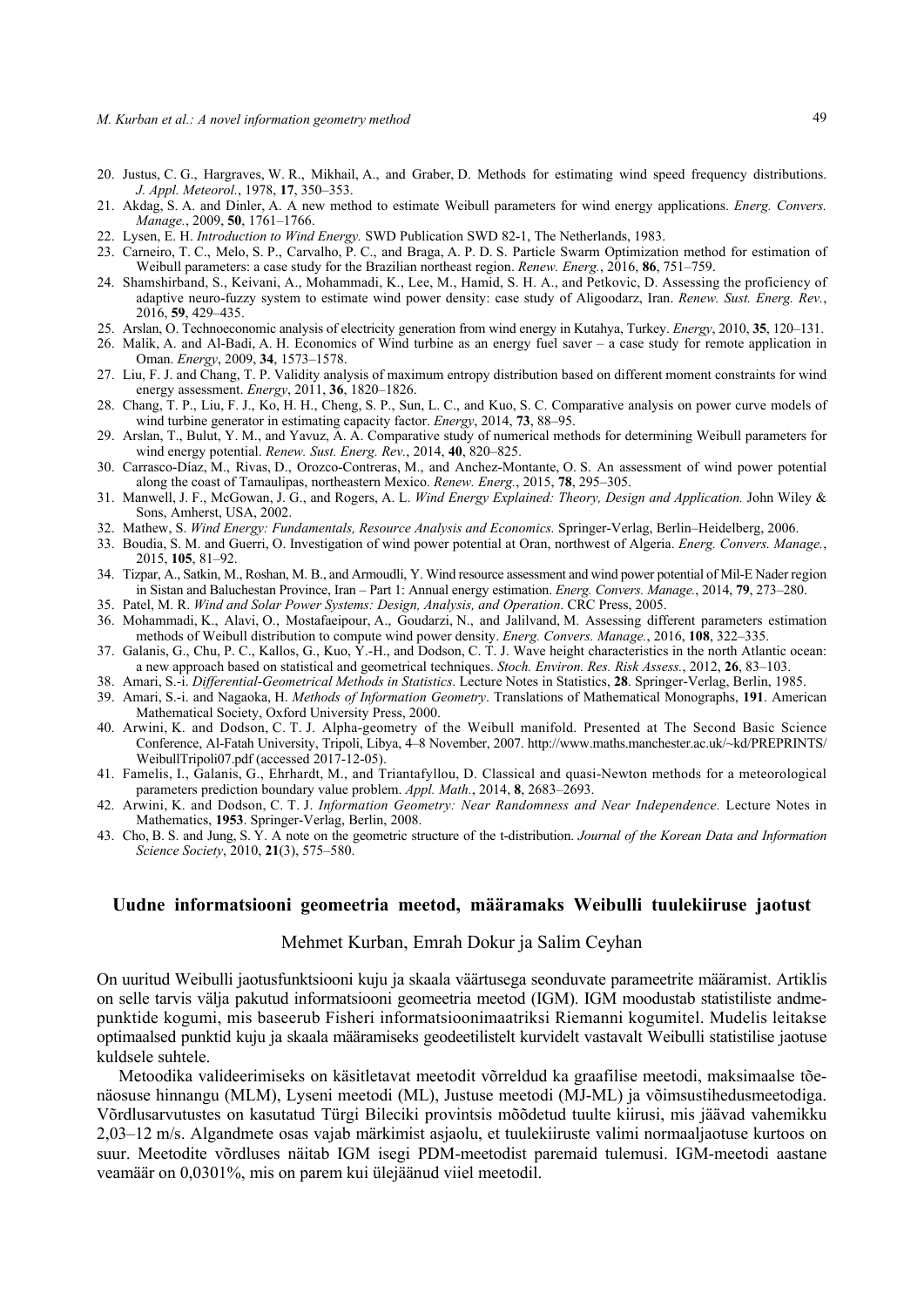20. Justus, C. G., Hargraves, W. R., Mikhail, A., and Graber, D. Methods for estimating wind speed frequency distributions. *J. Appl. Meteorol.*, 1978, **17**, 350–353.
21. Akdag, S. A. and Dinler, A. A new method to estimate Weibull parameters for wind energy applications. *Energ. Convers. Manage.*, 2009, **50**, 1761–1766.
22. Lysen, E. H. *Introduction to Wind Energy.* SWD Publication SWD 82-1, The Netherlands, 1983.
23. Carneiro, T. C., Melo, S. P., Carvalho, P. C., and Braga, A. P. D. S. Particle Swarm Optimization method for estimation of Weibull parameters: a case study for the Brazilian northeast region. *Renew. Energ.*, 2016, **86**, 751–759.
24. Shamshirband, S., Keivani, A., Mohammadi, K., Lee, M., Hamid, S. H. A., and Petkovic, D. Assessing the proficiency of adaptive neuro-fuzzy system to estimate wind power density: case study of Aligoodarz, Iran. *Renew. Sust. Energ. Rev.*, 2016, **59**, 429–435.
25. Arslan, O. Technoeconomic analysis of electricity generation from wind energy in Kutahya, Turkey. *Energy*, 2010, **35**, 120–131.
26. Malik, A. and Al-Badi, A. H. Economics of Wind turbine as an energy fuel saver – a case study for remote application in Oman. *Energy*, 2009, **34**, 1573–1578.
27. Liu, F. J. and Chang, T. P. Validity analysis of maximum entropy distribution based on different moment constraints for wind energy assessment. *Energy*, 2011, **36**, 1820–1826.
28. Chang, T. P., Liu, F. J., Ko, H. H., Cheng, S. P., Sun, L. C., and Kuo, S. C. Comparative analysis on power curve models of wind turbine generator in estimating capacity factor. *Energy*, 2014, **73**, 88–95.
29. Arslan, T., Bulut, Y. M., and Yavuz, A. A. Comparative study of numerical methods for determining Weibull parameters for wind energy potential. *Renew. Sust. Energ. Rev.*, 2014, **40**, 820–825.
30. Carrasco-Díaz, M., Rivas, D., Orozco-Contreras, M., and Anchez-Montante, O. S. An assessment of wind power potential along the coast of Tamaulipas, northeastern Mexico. *Renew. Energ.*, 2015, **78**, 295–305.
31. Manwell, J. F., McGowan, J. G., and Rogers, A. L. *Wind Energy Explained: Theory, Design and Application.* John Wiley & Sons, Amherst, USA, 2002.
32. Mathew, S. *Wind Energy: Fundamentals, Resource Analysis and Economics.* Springer-Verlag, Berlin–Heidelberg, 2006.
33. Boudia, S. M. and Guerri, O. Investigation of wind power potential at Oran, northwest of Algeria. *Energ. Convers. Manage.*, 2015, **105**, 81–92.
34. Tizpar, A., Satkin, M., Roshan, M. B., and Armoudli, Y. Wind resource assessment and wind power potential of Mil-E Nader region in Sistan and Baluchestan Province, Iran – Part 1: Annual energy estimation. *Energ. Convers. Manage.*, 2014, **79**, 273–280.
35. Patel, M. R. *Wind and Solar Power Systems: Design, Analysis, and Operation*. CRC Press, 2005.
36. Mohammadi, K., Alavi, O., Mostafaeipour, A., Goudarzi, N., and Jalilvand, M. Assessing different parameters estimation methods of Weibull distribution to compute wind power density. *Energ. Convers. Manage.*, 2016, **108**, 322–335.
37. Galanis, G., Chu, P. C., Kallos, G., Kuo, Y.-H., and Dodson, C. T. J. Wave height characteristics in the north Atlantic ocean: a new approach based on statistical and geometrical techniques. *Stoch. Environ. Res. Risk Assess.*, 2012, **26**, 83–103.
38. Amari, S.-i. *Differential-Geometrical Methods in Statistics*. Lecture Notes in Statistics, **28**. Springer-Verlag, Berlin, 1985.
39. Amari, S.-i. and Nagaoka, H. *Methods of Information Geometry*. Translations of Mathematical Monographs, **191**. American Mathematical Society, Oxford University Press, 2000.
40. Arwini, K. and Dodson, C. T. J. Alpha-geometry of the Weibull manifold. Presented at The Second Basic Science Conference, Al-Fatah University, Tripoli, Libya, 4–8 November, 2007. http://www.maths.manchester.ac.uk/~kd/PREPRINTS/WeibullTripoli07.pdf (accessed 2017-12-05).
41. Famelis, I., Galanis, G., Ehrhardt, M., and Triantafyllou, D. Classical and quasi-Newton methods for a meteorological parameters prediction boundary value problem. *Appl. Math.*, 2014, **8**, 2683–2693.
42. Arwini, K. and Dodson, C. T. J. *Information Geometry: Near Randomness and Near Independence.* Lecture Notes in Mathematics, **1953**. Springer-Verlag, Berlin, 2008.
43. Cho, B. S. and Jung, S. Y. A note on the geometric structure of the t-distribution. *Journal of the Korean Data and Information Science Society*, 2010, **21**(3), 575–580.

## Uudne informatsiooni geomeetria meetod, määramaks Weibulli tuulekiiruse jaotust

Mehmet Kurban, Emrah Dokur ja Salim Ceyhan

On uuritud Weibulli jaotusfunktsiooni kuju ja skaala väärtusega seonduvate parameetrite määramist. Artiklis on selle tarvis välja pakutud informatsiooni geomeetria meetod (IGM). IGM moodustab statistiliste andmepunktide kogumi, mis baseerub Fisheri informatsioonimaatriksi Riemanni kogumitel. Mudelis leitakse optimaalsed punktid kuju ja skaala määramiseks geodeetilistelt kurvidelt vastavalt Weibulli statistilise jaotuse kuldsele suhtele.

Metoodika valideerimiseks on käsitletavat meetodit võrreldud ka graafilise meetodi, maksimaalse tõenäosuse hinnangu (MLM), Lyseni meetodi (ML), Justuse meetodi (MJ-ML) ja võimsustihedusmeetodiga. Võrdlusarvutustes on kasutatud Türgi Bileciki provintsis mõõdetud tuulte kiirusi, mis jäävad vahemikku 2,03–12 m/s. Algandmete osas vajab märkimist asjaolu, et tuulekiiruste valimi normaaljaotuse kurtoos on suur. Meetodite võrdluses näitab IGM isegi PDM-meetodist paremaid tulemusi. IGM-meetodi aastane veamäär on 0,0301%, mis on parem kui ülejäänud viiel meetodil.